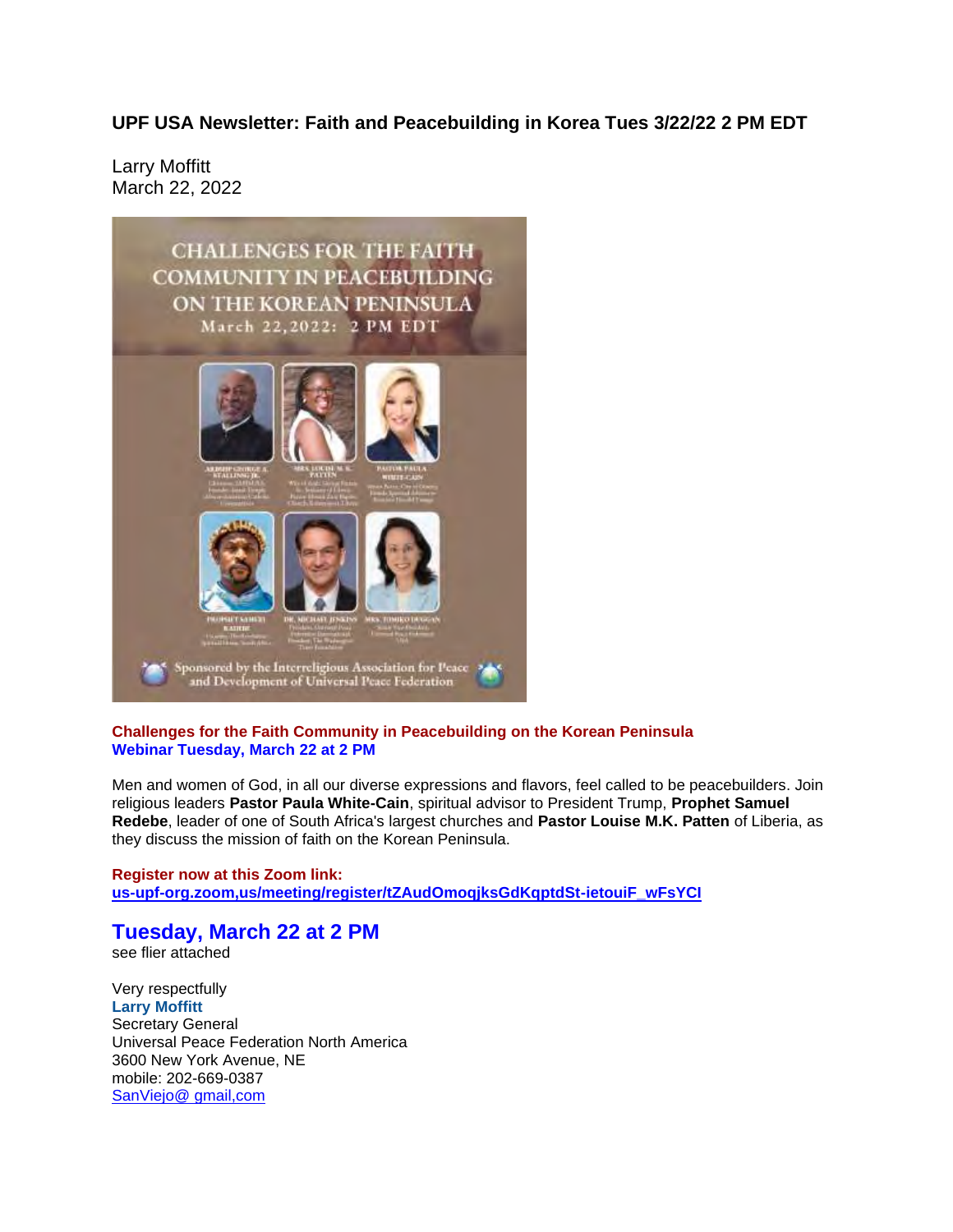**UPF USA Newsletter: Faith and Peacebuilding in Korea Tues 3/22/22 2 PM EDT**

Larry Moffitt
March 22, 2022

CHALLENGES FOR THE FAITH COMMUNITY IN PEACEBUILDING ON THE KOREAN PENINSULA
March 22,2022: 2 PM EDT

Sponsored by the Interreligious Association for Peace and Development of Universal Peace Federation

**Challenges for the Faith Community in Peacebuilding on the Korean Peninsula**
**Webinar Tuesday, March 22 at 2 PM**

Men and women of God, in all our diverse expressions and flavors, feel called to be peacebuilders. Join religious leaders **Pastor Paula White-Cain**, spiritual advisor to President Trump, **Prophet Samuel Redebe**, leader of one of South Africa's largest churches and **Pastor Louise M.K. Patten** of Liberia, as they discuss the mission of faith on the Korean Peninsula.

**Register now at this Zoom link:**
us-upf-org.zoom,us/meeting/register/tZAudOmoqjksGdKqptdSt-ietouiF_wFsYCI

## Tuesday, March 22 at 2 PM

see flier attached

Very respectfully
**Larry Moffitt**
Secretary General
Universal Peace Federation North America
3600 New York Avenue, NE
mobile: 202-669-0387
SanViejo@ gmail,com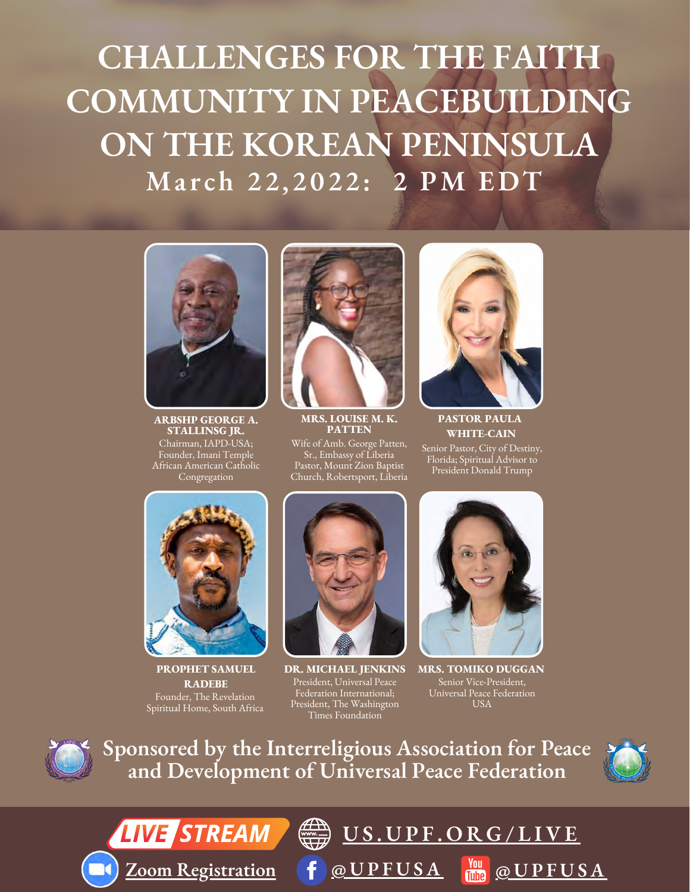# CHALLENGES FOR THE FAITH COMMUNITY IN PEACEBUILDING ON THE KOREAN PENINSULA

## March 22,2022: 2 PM EDT

**ARBSHP GEORGE A. STALLINSG JR.**
Chairman, IAPD-USA; Founder, Imani Temple African American Catholic Congregation

**MRS. LOUISE M. K. PATTEN**
Wife of Amb. George Patten, Sr., Embassy of Liberia
Pastor, Mount Zion Baptist Church, Robertsport, Liberia

**PASTOR PAULA WHITE-CAIN**
Senior Pastor, City of Destiny, Florida; Spiritual Advisor to President Donald Trump

**PROPHET SAMUEL RADEBE**
Founder, The Revelation Spiritual Home, South Africa

**DR. MICHAEL JENKINS**
President, Universal Peace Federation International; President, The Washington Times Foundation

**MRS. TOMIKO DUGGAN**
Senior Vice-President, Universal Peace Federation USA

**Sponsored by the Interreligious Association for Peace and Development of Universal Peace Federation**

LIVE STREAM US.UPF.ORG/LIVE

Zoom Registration @UPFUSA @UPFUSA